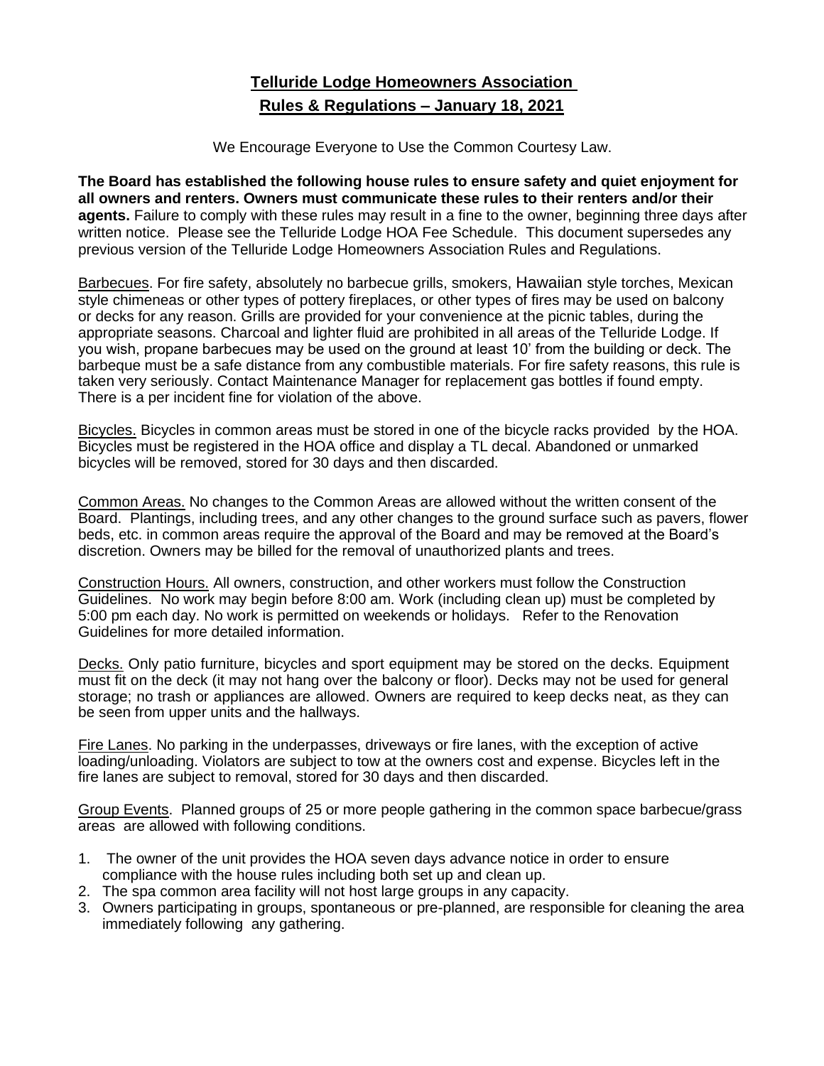# Telluride Lodge Homeowners Association
## Rules & Regulations – January 18, 2021

We Encourage Everyone to Use the Common Courtesy Law.

**The Board has established the following house rules to ensure safety and quiet enjoyment for all owners and renters. Owners must communicate these rules to their renters and/or their agents.** Failure to comply with these rules may result in a fine to the owner, beginning three days after written notice. Please see the Telluride Lodge HOA Fee Schedule. This document supersedes any previous version of the Telluride Lodge Homeowners Association Rules and Regulations.

Barbecues. For fire safety, absolutely no barbecue grills, smokers, Hawaiian style torches, Mexican style chimeneas or other types of pottery fireplaces, or other types of fires may be used on balcony or decks for any reason. Grills are provided for your convenience at the picnic tables, during the appropriate seasons. Charcoal and lighter fluid are prohibited in all areas of the Telluride Lodge. If you wish, propane barbecues may be used on the ground at least 10' from the building or deck. The barbeque must be a safe distance from any combustible materials. For fire safety reasons, this rule is taken very seriously. Contact Maintenance Manager for replacement gas bottles if found empty. There is a per incident fine for violation of the above.

Bicycles. Bicycles in common areas must be stored in one of the bicycle racks provided by the HOA. Bicycles must be registered in the HOA office and display a TL decal. Abandoned or unmarked bicycles will be removed, stored for 30 days and then discarded.

Common Areas. No changes to the Common Areas are allowed without the written consent of the Board. Plantings, including trees, and any other changes to the ground surface such as pavers, flower beds, etc. in common areas require the approval of the Board and may be removed at the Board's discretion. Owners may be billed for the removal of unauthorized plants and trees.

Construction Hours. All owners, construction, and other workers must follow the Construction Guidelines. No work may begin before 8:00 am. Work (including clean up) must be completed by 5:00 pm each day. No work is permitted on weekends or holidays. Refer to the Renovation Guidelines for more detailed information.

Decks. Only patio furniture, bicycles and sport equipment may be stored on the decks. Equipment must fit on the deck (it may not hang over the balcony or floor). Decks may not be used for general storage; no trash or appliances are allowed. Owners are required to keep decks neat, as they can be seen from upper units and the hallways.

Fire Lanes. No parking in the underpasses, driveways or fire lanes, with the exception of active loading/unloading. Violators are subject to tow at the owners cost and expense. Bicycles left in the fire lanes are subject to removal, stored for 30 days and then discarded.

Group Events. Planned groups of 25 or more people gathering in the common space barbecue/grass areas are allowed with following conditions.

1. The owner of the unit provides the HOA seven days advance notice in order to ensure compliance with the house rules including both set up and clean up.
2. The spa common area facility will not host large groups in any capacity.
3. Owners participating in groups, spontaneous or pre-planned, are responsible for cleaning the area immediately following any gathering.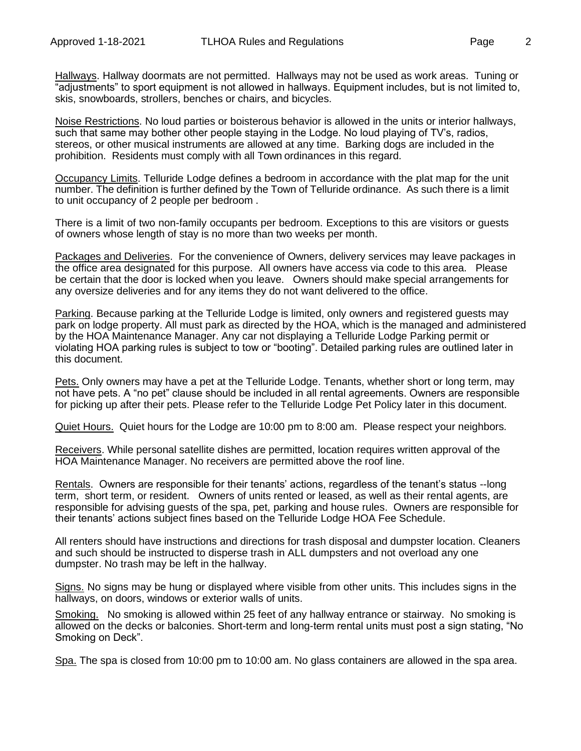Hallways. Hallway doormats are not permitted. Hallways may not be used as work areas. Tuning or "adjustments" to sport equipment is not allowed in hallways. Equipment includes, but is not limited to, skis, snowboards, strollers, benches or chairs, and bicycles.

Noise Restrictions. No loud parties or boisterous behavior is allowed in the units or interior hallways, such that same may bother other people staying in the Lodge. No loud playing of TV's, radios, stereos, or other musical instruments are allowed at any time. Barking dogs are included in the prohibition. Residents must comply with all Town ordinances in this regard.

Occupancy Limits. Telluride Lodge defines a bedroom in accordance with the plat map for the unit number. The definition is further defined by the Town of Telluride ordinance. As such there is a limit to unit occupancy of 2 people per bedroom .

There is a limit of two non-family occupants per bedroom. Exceptions to this are visitors or guests of owners whose length of stay is no more than two weeks per month.

Packages and Deliveries. For the convenience of Owners, delivery services may leave packages in the office area designated for this purpose. All owners have access via code to this area. Please be certain that the door is locked when you leave. Owners should make special arrangements for any oversize deliveries and for any items they do not want delivered to the office.

Parking. Because parking at the Telluride Lodge is limited, only owners and registered guests may park on lodge property. All must park as directed by the HOA, which is the managed and administered by the HOA Maintenance Manager. Any car not displaying a Telluride Lodge Parking permit or violating HOA parking rules is subject to tow or "booting". Detailed parking rules are outlined later in this document.

Pets. Only owners may have a pet at the Telluride Lodge. Tenants, whether short or long term, may not have pets. A "no pet" clause should be included in all rental agreements. Owners are responsible for picking up after their pets. Please refer to the Telluride Lodge Pet Policy later in this document.

Quiet Hours. Quiet hours for the Lodge are 10:00 pm to 8:00 am. Please respect your neighbors.

Receivers. While personal satellite dishes are permitted, location requires written approval of the HOA Maintenance Manager. No receivers are permitted above the roof line.

Rentals. Owners are responsible for their tenants' actions, regardless of the tenant's status --long term, short term, or resident. Owners of units rented or leased, as well as their rental agents, are responsible for advising guests of the spa, pet, parking and house rules. Owners are responsible for their tenants' actions subject fines based on the Telluride Lodge HOA Fee Schedule.

All renters should have instructions and directions for trash disposal and dumpster location. Cleaners and such should be instructed to disperse trash in ALL dumpsters and not overload any one dumpster. No trash may be left in the hallway.

Signs. No signs may be hung or displayed where visible from other units. This includes signs in the hallways, on doors, windows or exterior walls of units.

Smoking. No smoking is allowed within 25 feet of any hallway entrance or stairway. No smoking is allowed on the decks or balconies. Short-term and long-term rental units must post a sign stating, "No Smoking on Deck".

Spa. The spa is closed from 10:00 pm to 10:00 am. No glass containers are allowed in the spa area.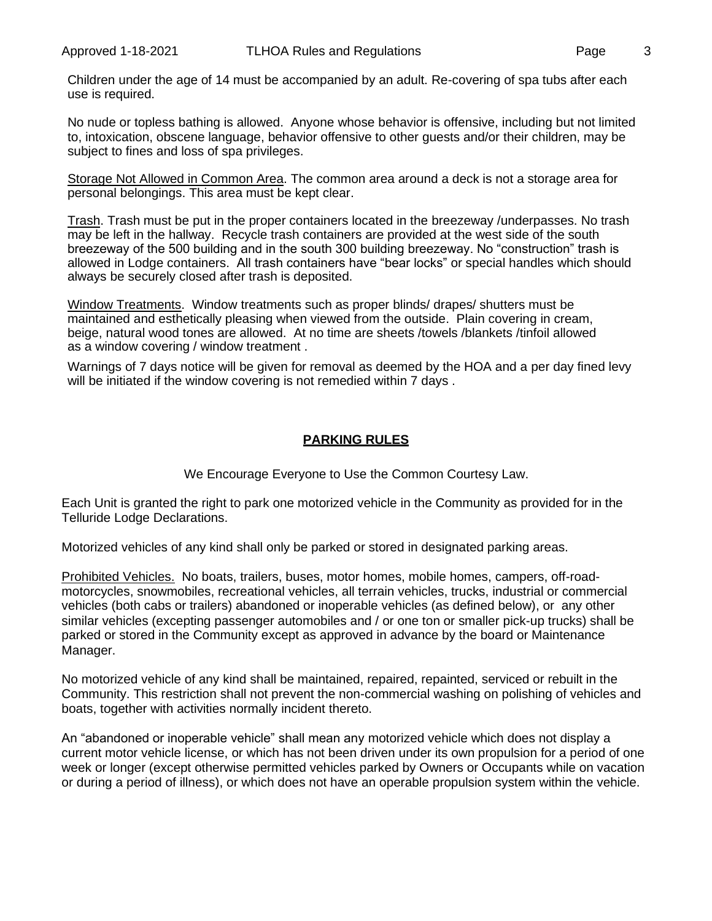Children under the age of 14 must be accompanied by an adult. Re-covering of spa tubs after each use is required.

No nude or topless bathing is allowed. Anyone whose behavior is offensive, including but not limited to, intoxication, obscene language, behavior offensive to other guests and/or their children, may be subject to fines and loss of spa privileges.

<u>Storage Not Allowed in Common Area</u>. The common area around a deck is not a storage area for personal belongings. This area must be kept clear.

<u>Trash</u>. Trash must be put in the proper containers located in the breezeway /underpasses. No trash may be left in the hallway. Recycle trash containers are provided at the west side of the south breezeway of the 500 building and in the south 300 building breezeway. No "construction" trash is allowed in Lodge containers. All trash containers have "bear locks" or special handles which should always be securely closed after trash is deposited.

<u>Window Treatments</u>. Window treatments such as proper blinds/ drapes/ shutters must be maintained and esthetically pleasing when viewed from the outside. Plain covering in cream, beige, natural wood tones are allowed. At no time are sheets /towels /blankets /tinfoil allowed as a window covering / window treatment .

Warnings of 7 days notice will be given for removal as deemed by the HOA and a per day fined levy will be initiated if the window covering is not remedied within 7 days .

## PARKING RULES

We Encourage Everyone to Use the Common Courtesy Law.

Each Unit is granted the right to park one motorized vehicle in the Community as provided for in the Telluride Lodge Declarations.

Motorized vehicles of any kind shall only be parked or stored in designated parking areas.

<u>Prohibited Vehicles.</u> No boats, trailers, buses, motor homes, mobile homes, campers, off-road-motorcycles, snowmobiles, recreational vehicles, all terrain vehicles, trucks, industrial or commercial vehicles (both cabs or trailers) abandoned or inoperable vehicles (as defined below), or any other similar vehicles (excepting passenger automobiles and / or one ton or smaller pick-up trucks) shall be parked or stored in the Community except as approved in advance by the board or Maintenance Manager.

No motorized vehicle of any kind shall be maintained, repaired, repainted, serviced or rebuilt in the Community. This restriction shall not prevent the non-commercial washing on polishing of vehicles and boats, together with activities normally incident thereto.

An "abandoned or inoperable vehicle" shall mean any motorized vehicle which does not display a current motor vehicle license, or which has not been driven under its own propulsion for a period of one week or longer (except otherwise permitted vehicles parked by Owners or Occupants while on vacation or during a period of illness), or which does not have an operable propulsion system within the vehicle.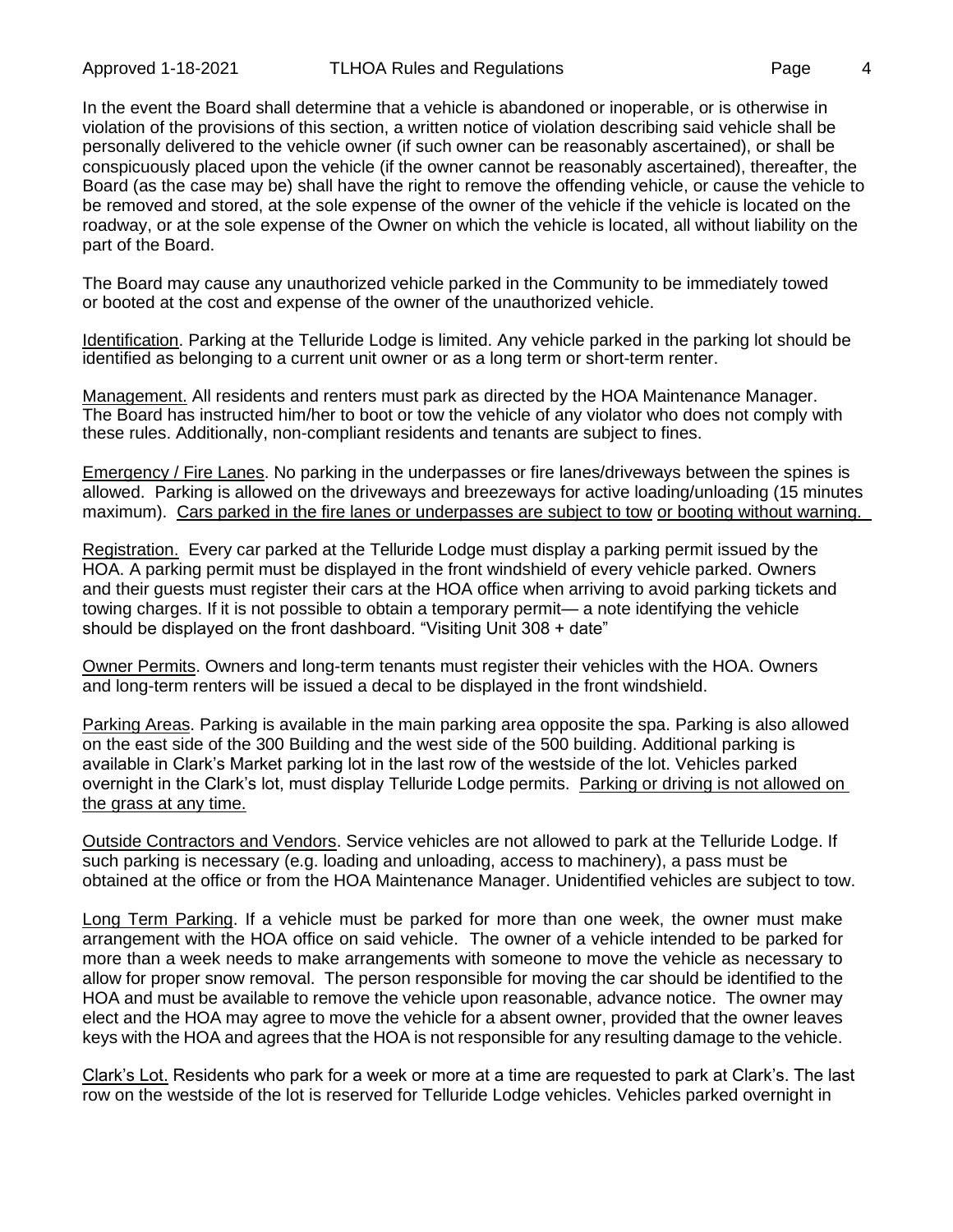In the event the Board shall determine that a vehicle is abandoned or inoperable, or is otherwise in violation of the provisions of this section, a written notice of violation describing said vehicle shall be personally delivered to the vehicle owner (if such owner can be reasonably ascertained), or shall be conspicuously placed upon the vehicle (if the owner cannot be reasonably ascertained), thereafter, the Board (as the case may be) shall have the right to remove the offending vehicle, or cause the vehicle to be removed and stored, at the sole expense of the owner of the vehicle if the vehicle is located on the roadway, or at the sole expense of the Owner on which the vehicle is located, all without liability on the part of the Board.

The Board may cause any unauthorized vehicle parked in the Community to be immediately towed or booted at the cost and expense of the owner of the unauthorized vehicle.

<u>Identification</u>. Parking at the Telluride Lodge is limited. Any vehicle parked in the parking lot should be identified as belonging to a current unit owner or as a long term or short-term renter.

<u>Management.</u> All residents and renters must park as directed by the HOA Maintenance Manager. The Board has instructed him/her to boot or tow the vehicle of any violator who does not comply with these rules. Additionally, non-compliant residents and tenants are subject to fines.

<u>Emergency / Fire Lanes</u>. No parking in the underpasses or fire lanes/driveways between the spines is allowed. Parking is allowed on the driveways and breezeways for active loading/unloading (15 minutes maximum). <u>Cars parked in the fire lanes or underpasses are subject to tow or booting without warning.</u>

<u>Registration.</u> Every car parked at the Telluride Lodge must display a parking permit issued by the HOA. A parking permit must be displayed in the front windshield of every vehicle parked. Owners and their guests must register their cars at the HOA office when arriving to avoid parking tickets and towing charges. If it is not possible to obtain a temporary permit— a note identifying the vehicle should be displayed on the front dashboard. “Visiting Unit 308 + date”

<u>Owner Permits</u>. Owners and long-term tenants must register their vehicles with the HOA. Owners and long-term renters will be issued a decal to be displayed in the front windshield.

<u>Parking Areas</u>. Parking is available in the main parking area opposite the spa. Parking is also allowed on the east side of the 300 Building and the west side of the 500 building. Additional parking is available in Clark’s Market parking lot in the last row of the westside of the lot. Vehicles parked overnight in the Clark’s lot, must display Telluride Lodge permits. <u>Parking or driving is not allowed on the grass at any time.</u>

<u>Outside Contractors and Vendors</u>. Service vehicles are not allowed to park at the Telluride Lodge. If such parking is necessary (e.g. loading and unloading, access to machinery), a pass must be obtained at the office or from the HOA Maintenance Manager. Unidentified vehicles are subject to tow.

<u>Long Term Parking</u>. If a vehicle must be parked for more than one week, the owner must make arrangement with the HOA office on said vehicle. The owner of a vehicle intended to be parked for more than a week needs to make arrangements with someone to move the vehicle as necessary to allow for proper snow removal. The person responsible for moving the car should be identified to the HOA and must be available to remove the vehicle upon reasonable, advance notice. The owner may elect and the HOA may agree to move the vehicle for a absent owner, provided that the owner leaves keys with the HOA and agrees that the HOA is not responsible for any resulting damage to the vehicle.

<u>Clark’s Lot.</u> Residents who park for a week or more at a time are requested to park at Clark’s. The last row on the westside of the lot is reserved for Telluride Lodge vehicles. Vehicles parked overnight in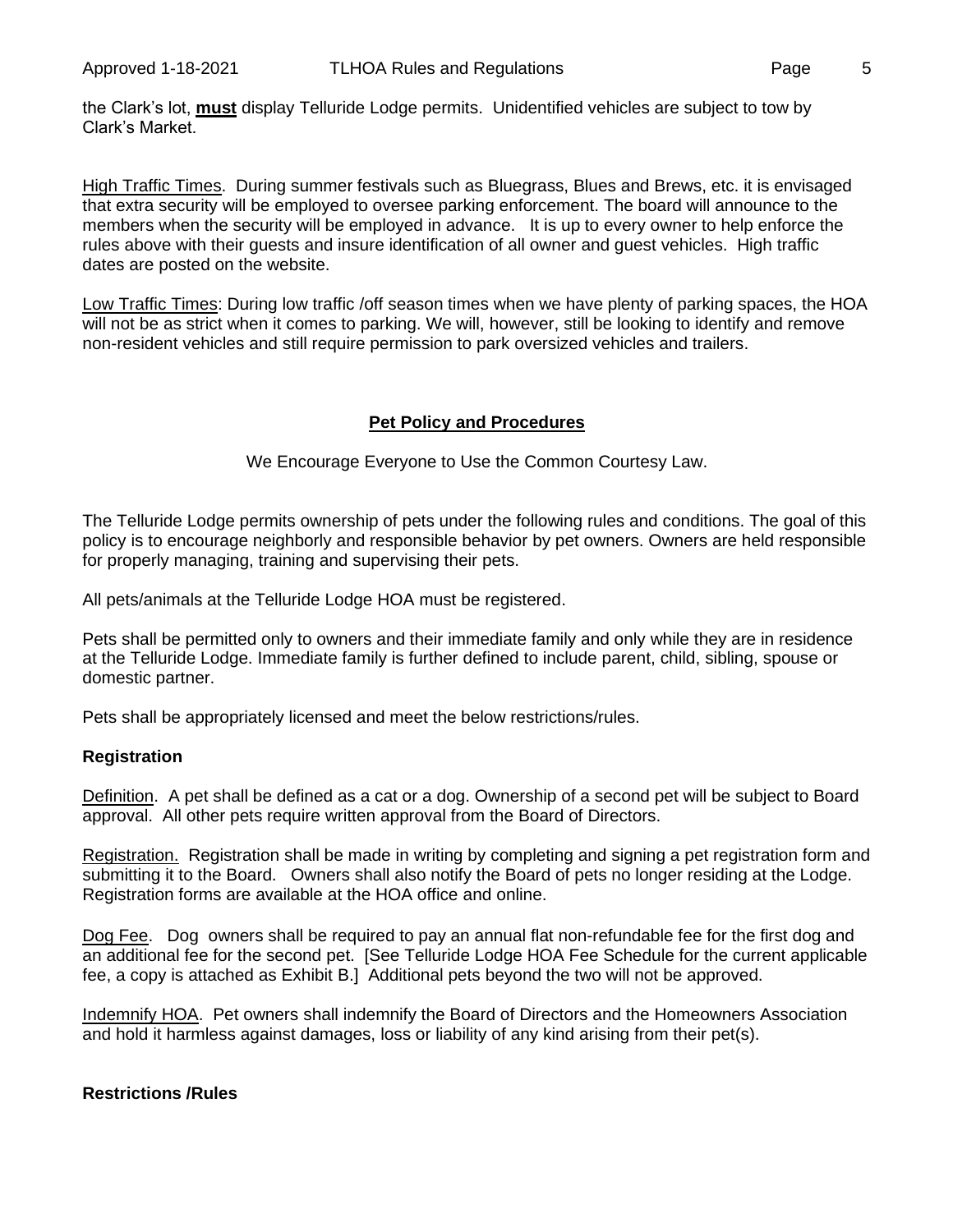the Clark's lot, **must** display Telluride Lodge permits. Unidentified vehicles are subject to tow by Clark's Market.

High Traffic Times. During summer festivals such as Bluegrass, Blues and Brews, etc. it is envisaged that extra security will be employed to oversee parking enforcement. The board will announce to the members when the security will be employed in advance. It is up to every owner to help enforce the rules above with their guests and insure identification of all owner and guest vehicles. High traffic dates are posted on the website.

Low Traffic Times: During low traffic /off season times when we have plenty of parking spaces, the HOA will not be as strict when it comes to parking. We will, however, still be looking to identify and remove non-resident vehicles and still require permission to park oversized vehicles and trailers.

## Pet Policy and Procedures

We Encourage Everyone to Use the Common Courtesy Law.

The Telluride Lodge permits ownership of pets under the following rules and conditions. The goal of this policy is to encourage neighborly and responsible behavior by pet owners. Owners are held responsible for properly managing, training and supervising their pets.

All pets/animals at the Telluride Lodge HOA must be registered.

Pets shall be permitted only to owners and their immediate family and only while they are in residence at the Telluride Lodge. Immediate family is further defined to include parent, child, sibling, spouse or domestic partner.

Pets shall be appropriately licensed and meet the below restrictions/rules.

### Registration

Definition. A pet shall be defined as a cat or a dog. Ownership of a second pet will be subject to Board approval. All other pets require written approval from the Board of Directors.

Registration. Registration shall be made in writing by completing and signing a pet registration form and submitting it to the Board. Owners shall also notify the Board of pets no longer residing at the Lodge. Registration forms are available at the HOA office and online.

Dog Fee. Dog owners shall be required to pay an annual flat non-refundable fee for the first dog and an additional fee for the second pet. [See Telluride Lodge HOA Fee Schedule for the current applicable fee, a copy is attached as Exhibit B.] Additional pets beyond the two will not be approved.

Indemnify HOA. Pet owners shall indemnify the Board of Directors and the Homeowners Association and hold it harmless against damages, loss or liability of any kind arising from their pet(s).

### Restrictions /Rules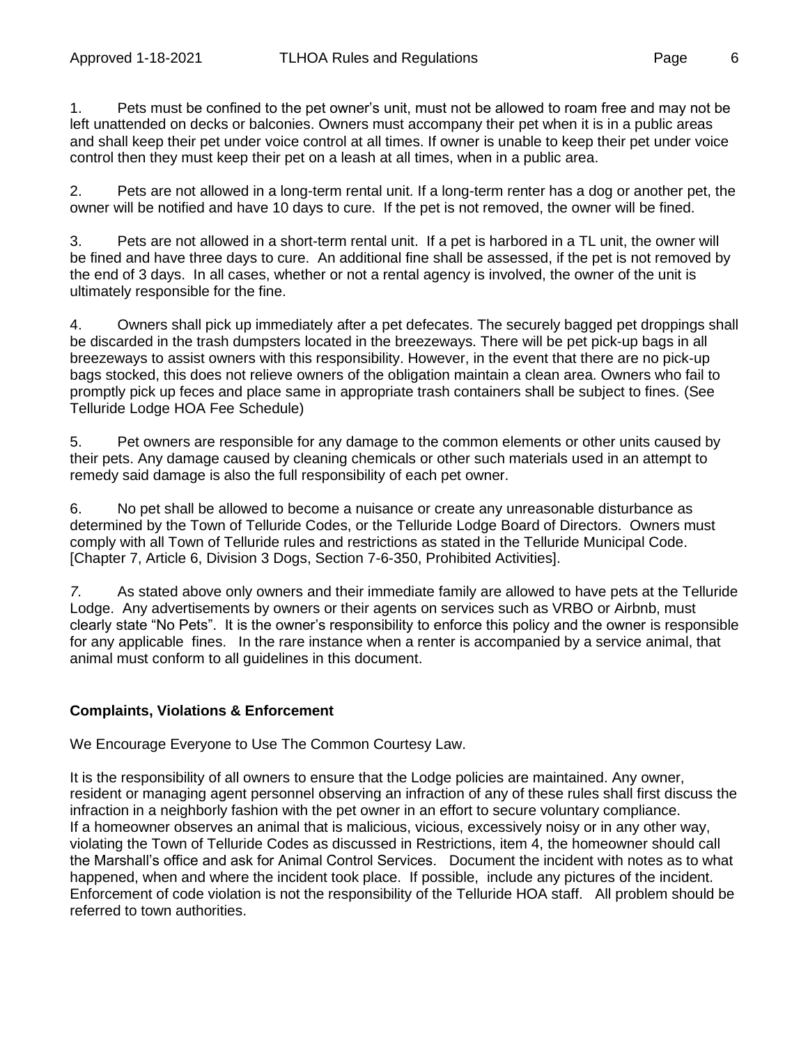1. Pets must be confined to the pet owner's unit, must not be allowed to roam free and may not be left unattended on decks or balconies. Owners must accompany their pet when it is in a public areas and shall keep their pet under voice control at all times. If owner is unable to keep their pet under voice control then they must keep their pet on a leash at all times, when in a public area.

2. Pets are not allowed in a long-term rental unit. If a long-term renter has a dog or another pet, the owner will be notified and have 10 days to cure. If the pet is not removed, the owner will be fined.

3. Pets are not allowed in a short-term rental unit. If a pet is harbored in a TL unit, the owner will be fined and have three days to cure. An additional fine shall be assessed, if the pet is not removed by the end of 3 days. In all cases, whether or not a rental agency is involved, the owner of the unit is ultimately responsible for the fine.

4. Owners shall pick up immediately after a pet defecates. The securely bagged pet droppings shall be discarded in the trash dumpsters located in the breezeways. There will be pet pick-up bags in all breezeways to assist owners with this responsibility. However, in the event that there are no pick-up bags stocked, this does not relieve owners of the obligation maintain a clean area. Owners who fail to promptly pick up feces and place same in appropriate trash containers shall be subject to fines. (See Telluride Lodge HOA Fee Schedule)

5. Pet owners are responsible for any damage to the common elements or other units caused by their pets. Any damage caused by cleaning chemicals or other such materials used in an attempt to remedy said damage is also the full responsibility of each pet owner.

6. No pet shall be allowed to become a nuisance or create any unreasonable disturbance as determined by the Town of Telluride Codes, or the Telluride Lodge Board of Directors. Owners must comply with all Town of Telluride rules and restrictions as stated in the Telluride Municipal Code. [Chapter 7, Article 6, Division 3 Dogs, Section 7-6-350, Prohibited Activities].

7. As stated above only owners and their immediate family are allowed to have pets at the Telluride Lodge. Any advertisements by owners or their agents on services such as VRBO or Airbnb, must clearly state "No Pets". It is the owner's responsibility to enforce this policy and the owner is responsible for any applicable fines. In the rare instance when a renter is accompanied by a service animal, that animal must conform to all guidelines in this document.

**Complaints, Violations & Enforcement**

We Encourage Everyone to Use The Common Courtesy Law.

It is the responsibility of all owners to ensure that the Lodge policies are maintained. Any owner, resident or managing agent personnel observing an infraction of any of these rules shall first discuss the infraction in a neighborly fashion with the pet owner in an effort to secure voluntary compliance.
If a homeowner observes an animal that is malicious, vicious, excessively noisy or in any other way, violating the Town of Telluride Codes as discussed in Restrictions, item 4, the homeowner should call the Marshall's office and ask for Animal Control Services. Document the incident with notes as to what happened, when and where the incident took place. If possible, include any pictures of the incident. Enforcement of code violation is not the responsibility of the Telluride HOA staff. All problem should be referred to town authorities.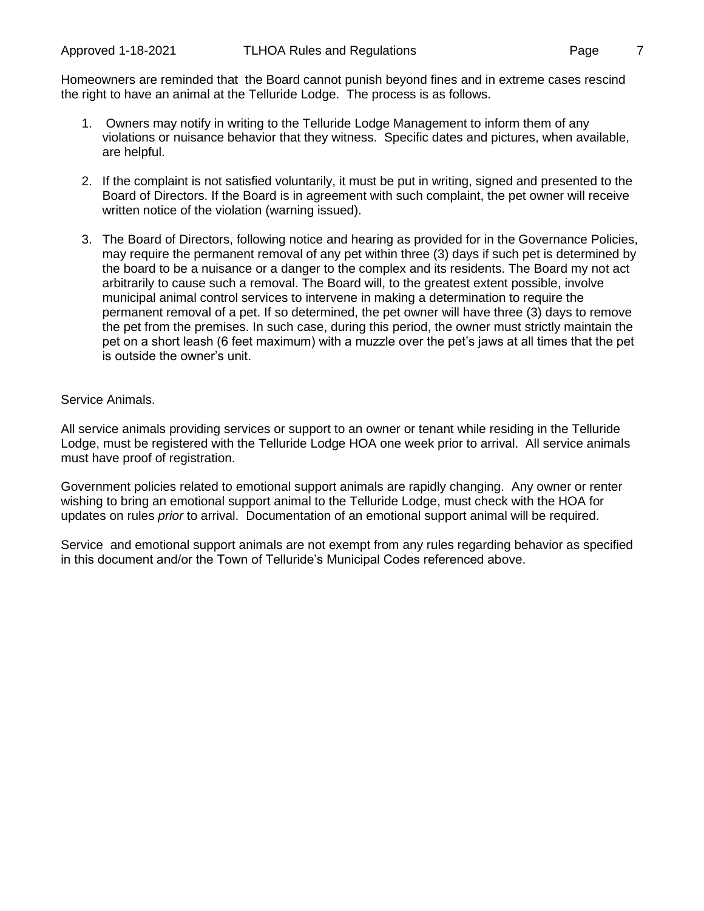Homeowners are reminded that the Board cannot punish beyond fines and in extreme cases rescind the right to have an animal at the Telluride Lodge. The process is as follows.

1. Owners may notify in writing to the Telluride Lodge Management to inform them of any violations or nuisance behavior that they witness. Specific dates and pictures, when available, are helpful.

2. If the complaint is not satisfied voluntarily, it must be put in writing, signed and presented to the Board of Directors. If the Board is in agreement with such complaint, the pet owner will receive written notice of the violation (warning issued).

3. The Board of Directors, following notice and hearing as provided for in the Governance Policies, may require the permanent removal of any pet within three (3) days if such pet is determined by the board to be a nuisance or a danger to the complex and its residents. The Board my not act arbitrarily to cause such a removal. The Board will, to the greatest extent possible, involve municipal animal control services to intervene in making a determination to require the permanent removal of a pet. If so determined, the pet owner will have three (3) days to remove the pet from the premises. In such case, during this period, the owner must strictly maintain the pet on a short leash (6 feet maximum) with a muzzle over the pet's jaws at all times that the pet is outside the owner's unit.

Service Animals.

All service animals providing services or support to an owner or tenant while residing in the Telluride Lodge, must be registered with the Telluride Lodge HOA one week prior to arrival. All service animals must have proof of registration.

Government policies related to emotional support animals are rapidly changing. Any owner or renter wishing to bring an emotional support animal to the Telluride Lodge, must check with the HOA for updates on rules *prior* to arrival. Documentation of an emotional support animal will be required.

Service and emotional support animals are not exempt from any rules regarding behavior as specified in this document and/or the Town of Telluride's Municipal Codes referenced above.